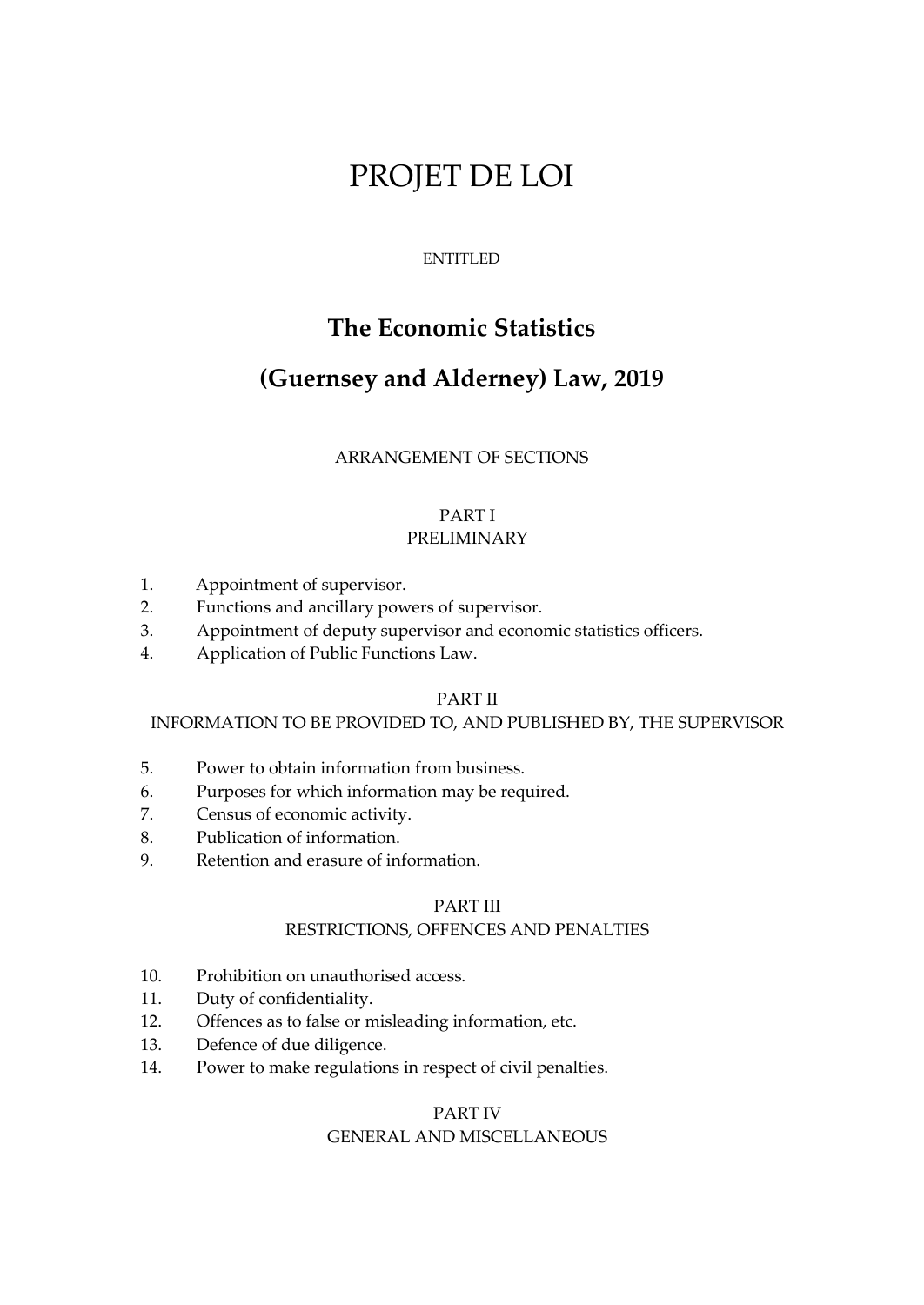# PROJET DE LOI

ENTITLED

## The Economic Statistics (Guernsey and Alderney) Law, 2019

ARRANGEMENT OF SECTIONS

### PART I
### PRELIMINARY

1. Appointment of supervisor.
2. Functions and ancillary powers of supervisor.
3. Appointment of deputy supervisor and economic statistics officers.
4. Application of Public Functions Law.

### PART II
### INFORMATION TO BE PROVIDED TO, AND PUBLISHED BY, THE SUPERVISOR

5. Power to obtain information from business.
6. Purposes for which information may be required.
7. Census of economic activity.
8. Publication of information.
9. Retention and erasure of information.

### PART III
### RESTRICTIONS, OFFENCES AND PENALTIES

10. Prohibition on unauthorised access.
11. Duty of confidentiality.
12. Offences as to false or misleading information, etc.
13. Defence of due diligence.
14. Power to make regulations in respect of civil penalties.

### PART IV
### GENERAL AND MISCELLANEOUS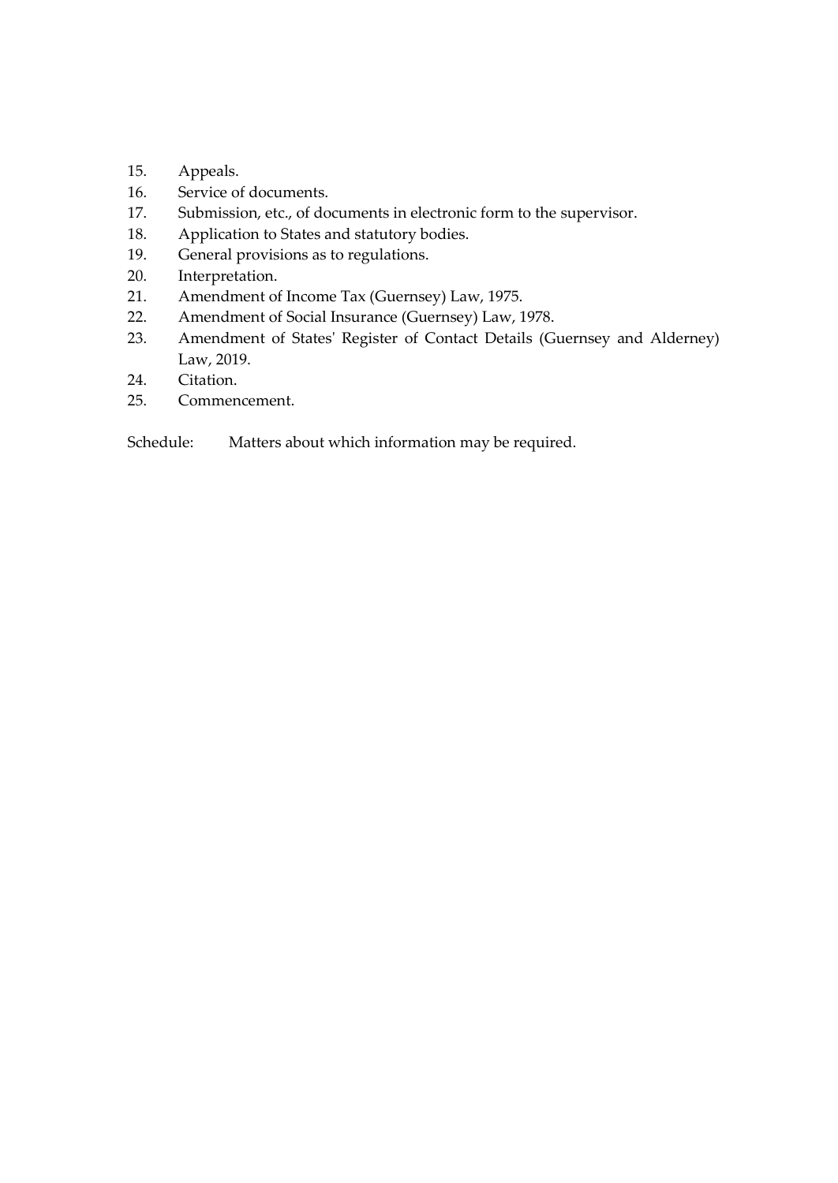15. Appeals.
16. Service of documents.
17. Submission, etc., of documents in electronic form to the supervisor.
18. Application to States and statutory bodies.
19. General provisions as to regulations.
20. Interpretation.
21. Amendment of Income Tax (Guernsey) Law, 1975.
22. Amendment of Social Insurance (Guernsey) Law, 1978.
23. Amendment of States' Register of Contact Details (Guernsey and Alderney) Law, 2019.
24. Citation.
25. Commencement.

Schedule: Matters about which information may be required.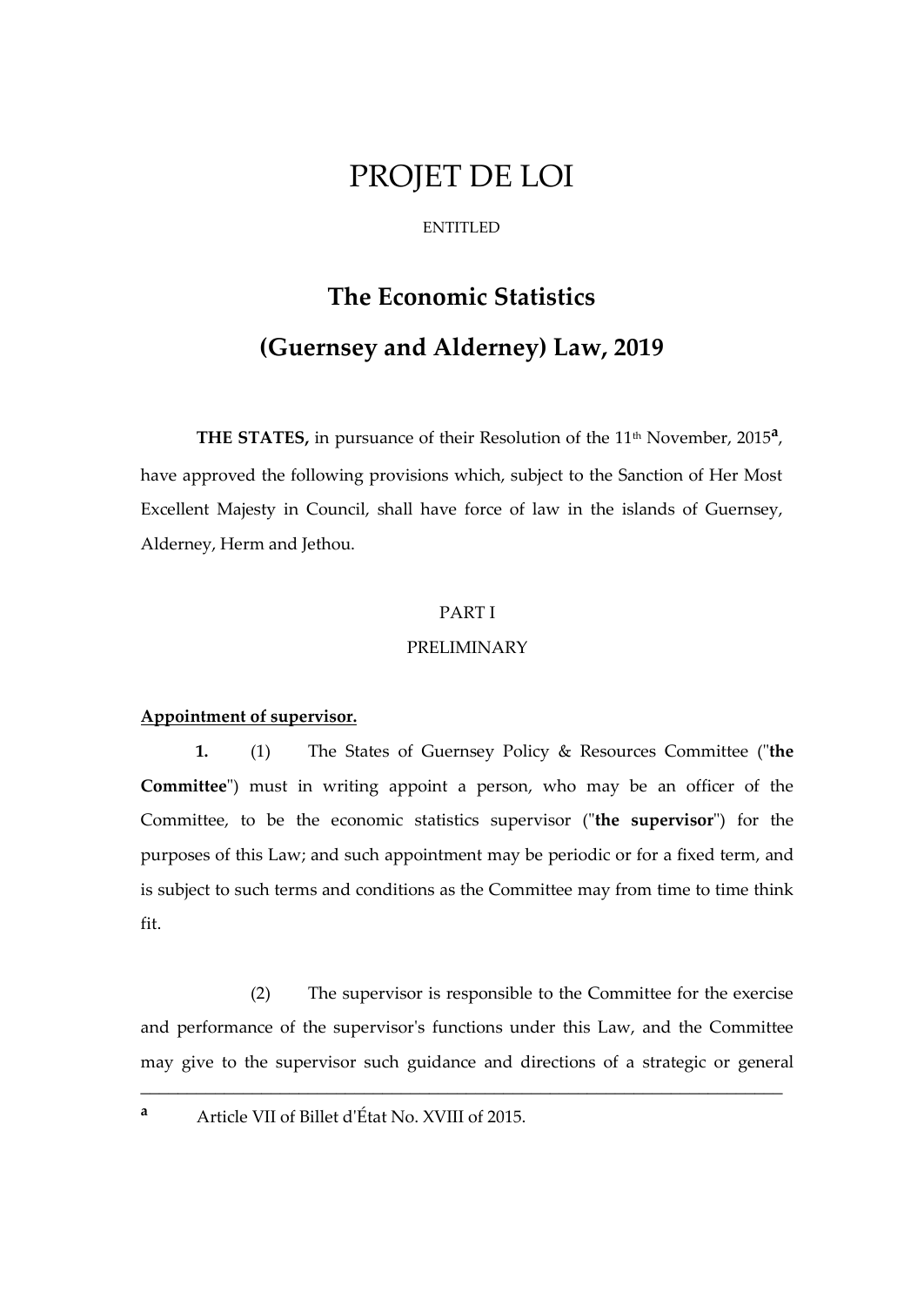# PROJET DE LOI

ENTITLED

## The Economic Statistics

## (Guernsey and Alderney) Law, 2019

**THE STATES,** in pursuance of their Resolution of the 11th November, 2015[a], have approved the following provisions which, subject to the Sanction of Her Most Excellent Majesty in Council, shall have force of law in the islands of Guernsey, Alderney, Herm and Jethou.

PART I

PRELIMINARY

**Appointment of supervisor.**

**1.** (1) The States of Guernsey Policy & Resources Committee ("**the Committee**") must in writing appoint a person, who may be an officer of the Committee, to be the economic statistics supervisor ("**the supervisor**") for the purposes of this Law; and such appointment may be periodic or for a fixed term, and is subject to such terms and conditions as the Committee may from time to time think fit.

(2) The supervisor is responsible to the Committee for the exercise and performance of the supervisor's functions under this Law, and the Committee may give to the supervisor such guidance and directions of a strategic or general

---

[a] Article VII of Billet d'État No. XVIII of 2015.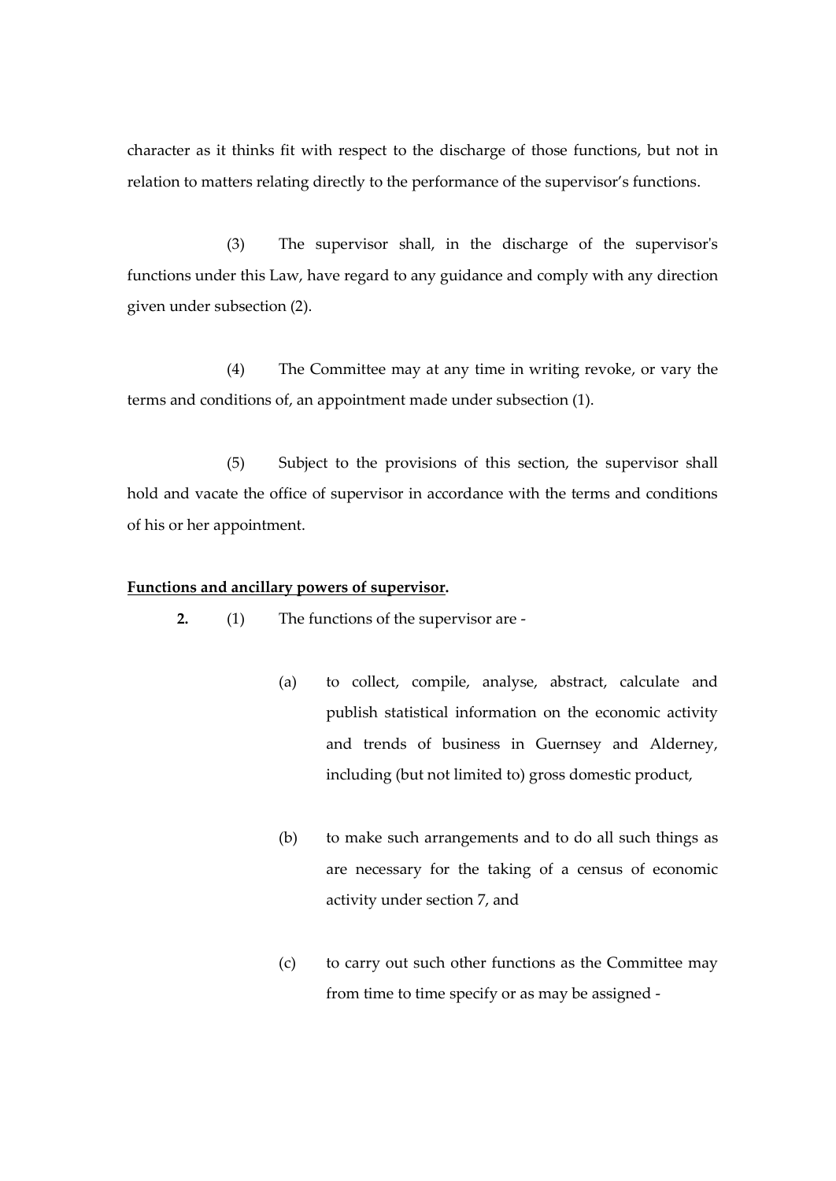character as it thinks fit with respect to the discharge of those functions, but not in relation to matters relating directly to the performance of the supervisor's functions.

(3) The supervisor shall, in the discharge of the supervisor's functions under this Law, have regard to any guidance and comply with any direction given under subsection (2).

(4) The Committee may at any time in writing revoke, or vary the terms and conditions of, an appointment made under subsection (1).

(5) Subject to the provisions of this section, the supervisor shall hold and vacate the office of supervisor in accordance with the terms and conditions of his or her appointment.

**Functions and ancillary powers of supervisor.**

**2.** (1) The functions of the supervisor are -

(a) to collect, compile, analyse, abstract, calculate and publish statistical information on the economic activity and trends of business in Guernsey and Alderney, including (but not limited to) gross domestic product,

(b) to make such arrangements and to do all such things as are necessary for the taking of a census of economic activity under section 7, and

(c) to carry out such other functions as the Committee may from time to time specify or as may be assigned -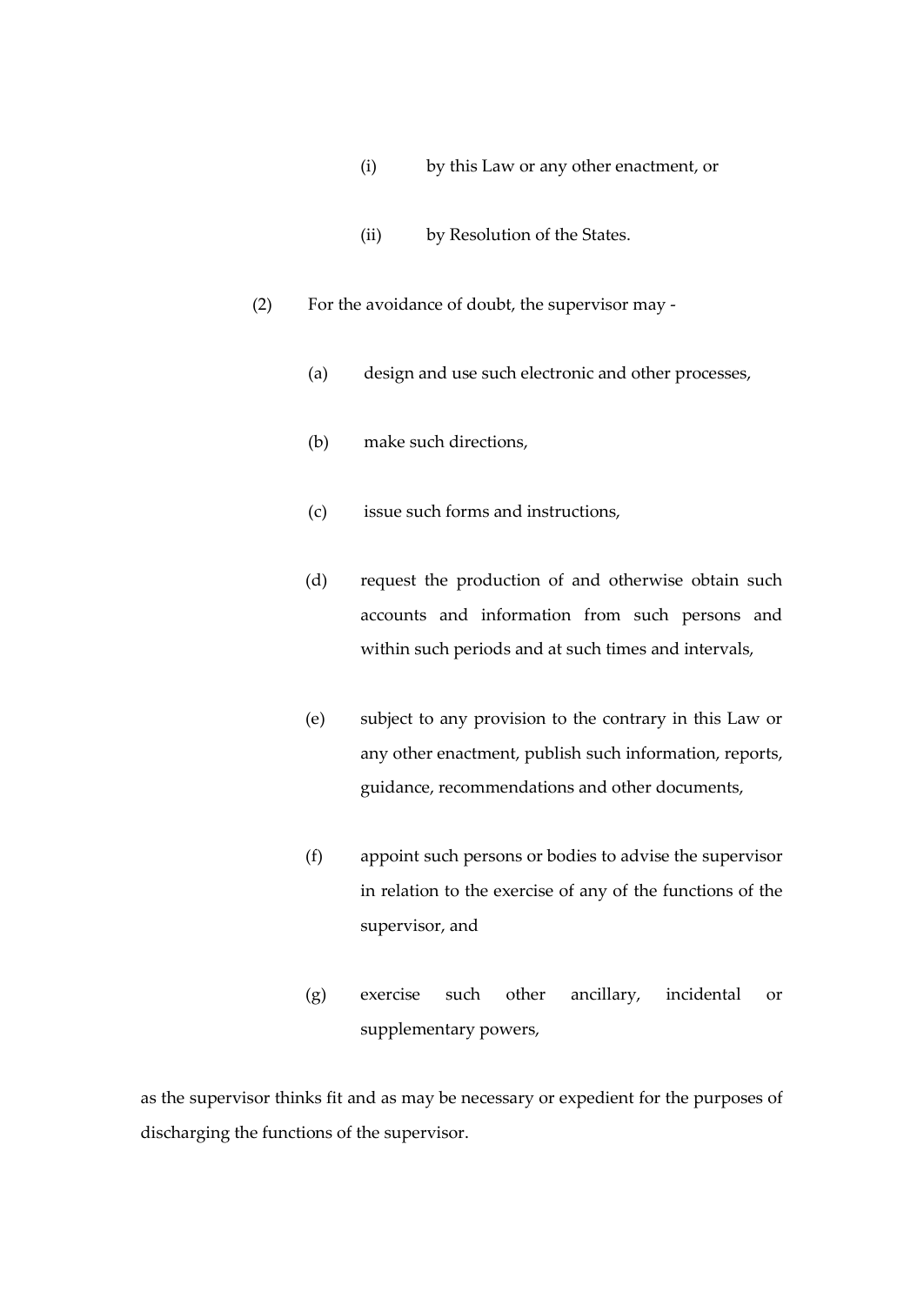(i) by this Law or any other enactment, or

(ii) by Resolution of the States.

(2) For the avoidance of doubt, the supervisor may -

(a) design and use such electronic and other processes,

(b) make such directions,

(c) issue such forms and instructions,

(d) request the production of and otherwise obtain such accounts and information from such persons and within such periods and at such times and intervals,

(e) subject to any provision to the contrary in this Law or any other enactment, publish such information, reports, guidance, recommendations and other documents,

(f) appoint such persons or bodies to advise the supervisor in relation to the exercise of any of the functions of the supervisor, and

(g) exercise such other ancillary, incidental or supplementary powers,

as the supervisor thinks fit and as may be necessary or expedient for the purposes of discharging the functions of the supervisor.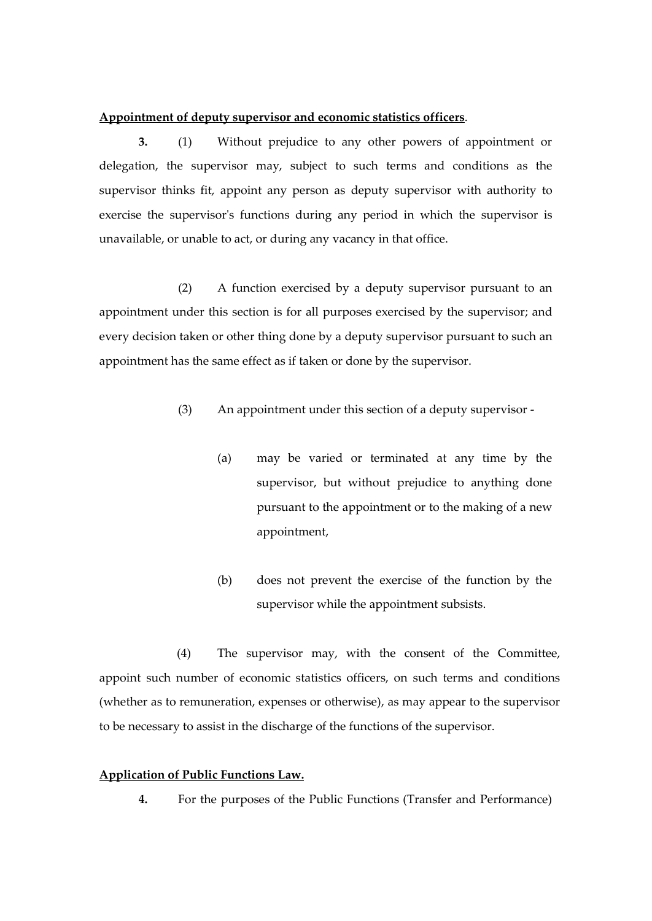**Appointment of deputy supervisor and economic statistics officers**.

**3.** (1) Without prejudice to any other powers of appointment or delegation, the supervisor may, subject to such terms and conditions as the supervisor thinks fit, appoint any person as deputy supervisor with authority to exercise the supervisor's functions during any period in which the supervisor is unavailable, or unable to act, or during any vacancy in that office.

(2) A function exercised by a deputy supervisor pursuant to an appointment under this section is for all purposes exercised by the supervisor; and every decision taken or other thing done by a deputy supervisor pursuant to such an appointment has the same effect as if taken or done by the supervisor.

(3) An appointment under this section of a deputy supervisor -

(a) may be varied or terminated at any time by the supervisor, but without prejudice to anything done pursuant to the appointment or to the making of a new appointment,

(b) does not prevent the exercise of the function by the supervisor while the appointment subsists.

(4) The supervisor may, with the consent of the Committee, appoint such number of economic statistics officers, on such terms and conditions (whether as to remuneration, expenses or otherwise), as may appear to the supervisor to be necessary to assist in the discharge of the functions of the supervisor.

**Application of Public Functions Law.**

**4.** For the purposes of the Public Functions (Transfer and Performance)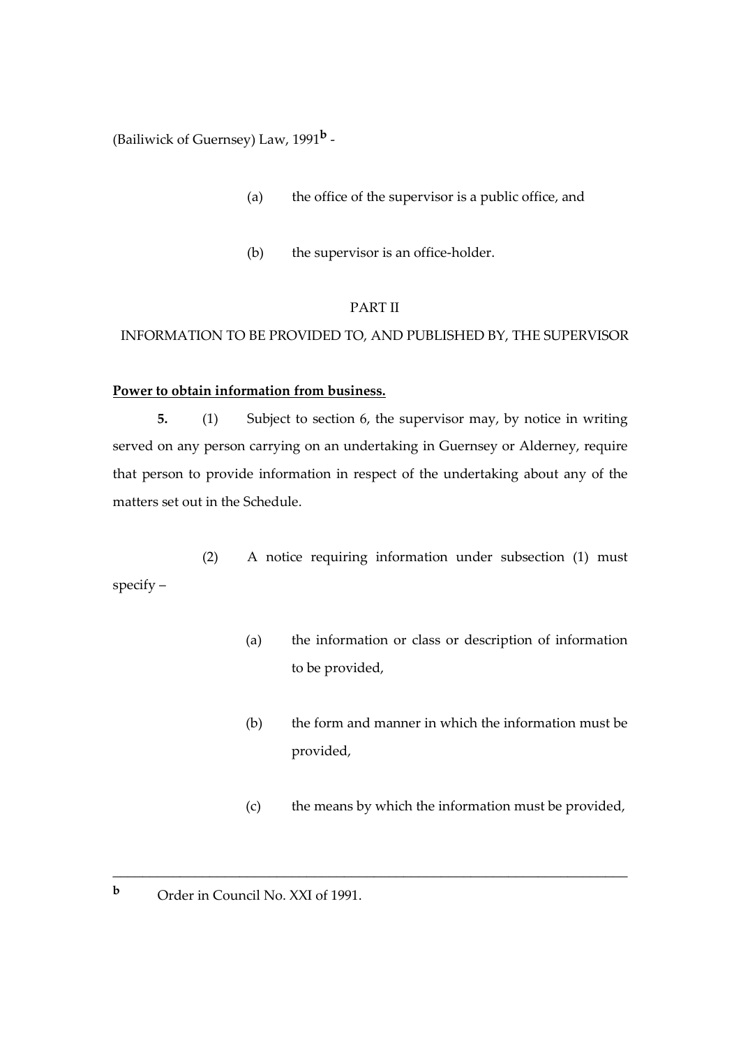(Bailiwick of Guernsey) Law, 1991[b] -

(a) the office of the supervisor is a public office, and

(b) the supervisor is an office-holder.

PART II

INFORMATION TO BE PROVIDED TO, AND PUBLISHED BY, THE SUPERVISOR

**Power to obtain information from business.**

**5.** (1) Subject to section 6, the supervisor may, by notice in writing served on any person carrying on an undertaking in Guernsey or Alderney, require that person to provide information in respect of the undertaking about any of the matters set out in the Schedule.

(2) A notice requiring information under subsection (1) must specify –

(a) the information or class or description of information to be provided,

(b) the form and manner in which the information must be provided,

(c) the means by which the information must be provided,

---

[b] Order in Council No. XXI of 1991.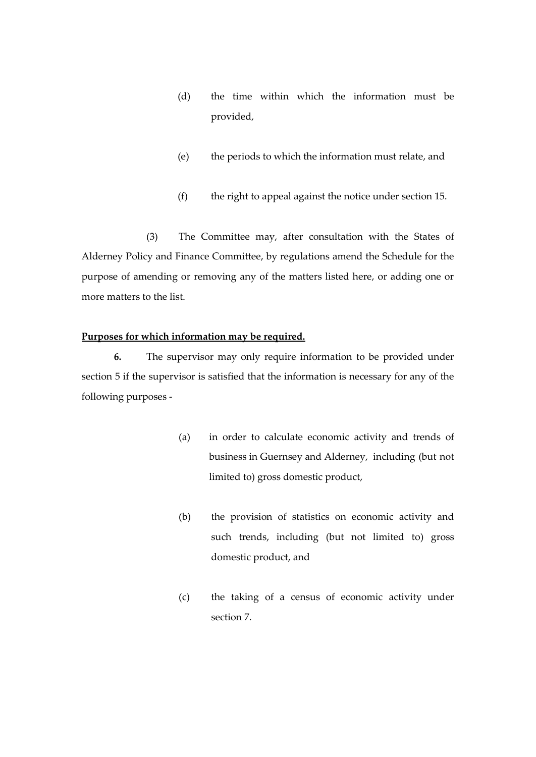(d) the time within which the information must be provided,

(e) the periods to which the information must relate, and

(f) the right to appeal against the notice under section 15.

(3) The Committee may, after consultation with the States of Alderney Policy and Finance Committee, by regulations amend the Schedule for the purpose of amending or removing any of the matters listed here, or adding one or more matters to the list.

**Purposes for which information may be required.**

**6.** The supervisor may only require information to be provided under section 5 if the supervisor is satisfied that the information is necessary for any of the following purposes -

(a) in order to calculate economic activity and trends of business in Guernsey and Alderney, including (but not limited to) gross domestic product,

(b) the provision of statistics on economic activity and such trends, including (but not limited to) gross domestic product, and

(c) the taking of a census of economic activity under section 7.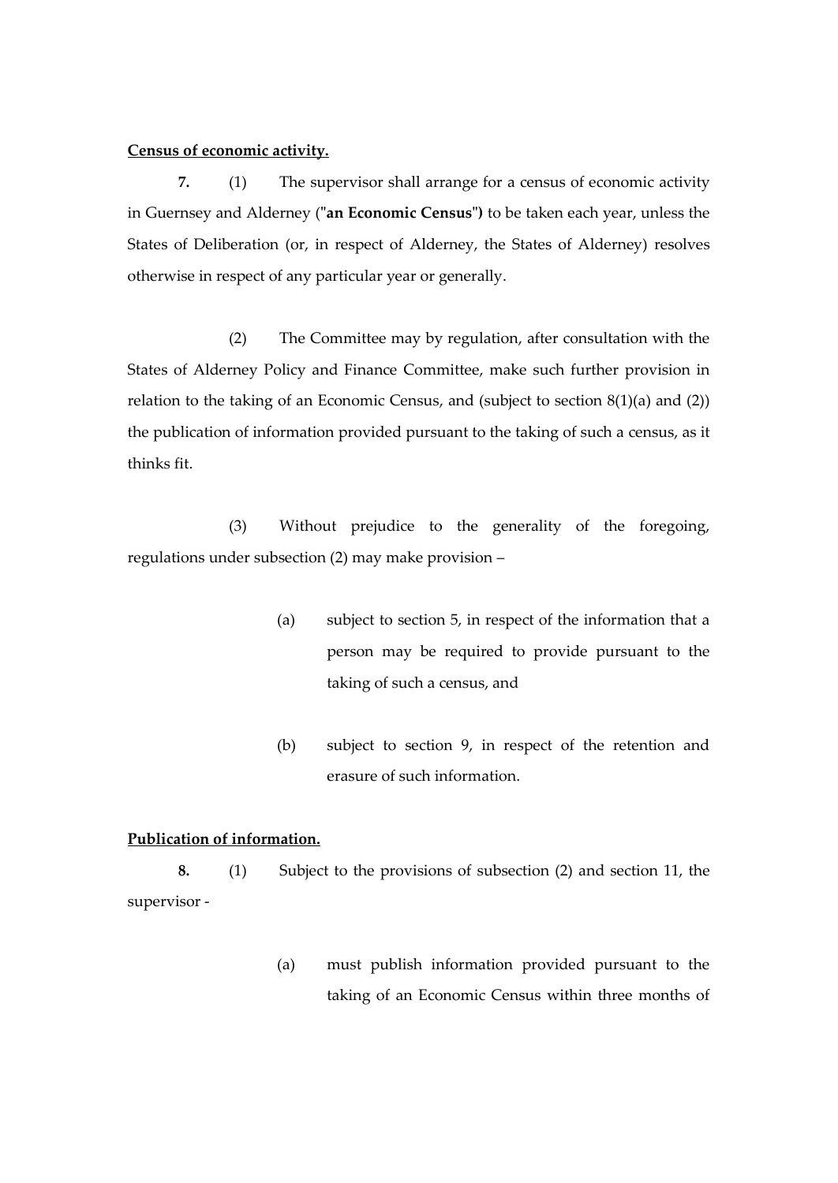**Census of economic activity.**

**7.** (1) The supervisor shall arrange for a census of economic activity in Guernsey and Alderney (**"an Economic Census"**) to be taken each year, unless the States of Deliberation (or, in respect of Alderney, the States of Alderney) resolves otherwise in respect of any particular year or generally.

(2) The Committee may by regulation, after consultation with the States of Alderney Policy and Finance Committee, make such further provision in relation to the taking of an Economic Census, and (subject to section 8(1)(a) and (2)) the publication of information provided pursuant to the taking of such a census, as it thinks fit.

(3) Without prejudice to the generality of the foregoing, regulations under subsection (2) may make provision –

(a) subject to section 5, in respect of the information that a person may be required to provide pursuant to the taking of such a census, and

(b) subject to section 9, in respect of the retention and erasure of such information.

**Publication of information.**

**8.** (1) Subject to the provisions of subsection (2) and section 11, the supervisor -

(a) must publish information provided pursuant to the taking of an Economic Census within three months of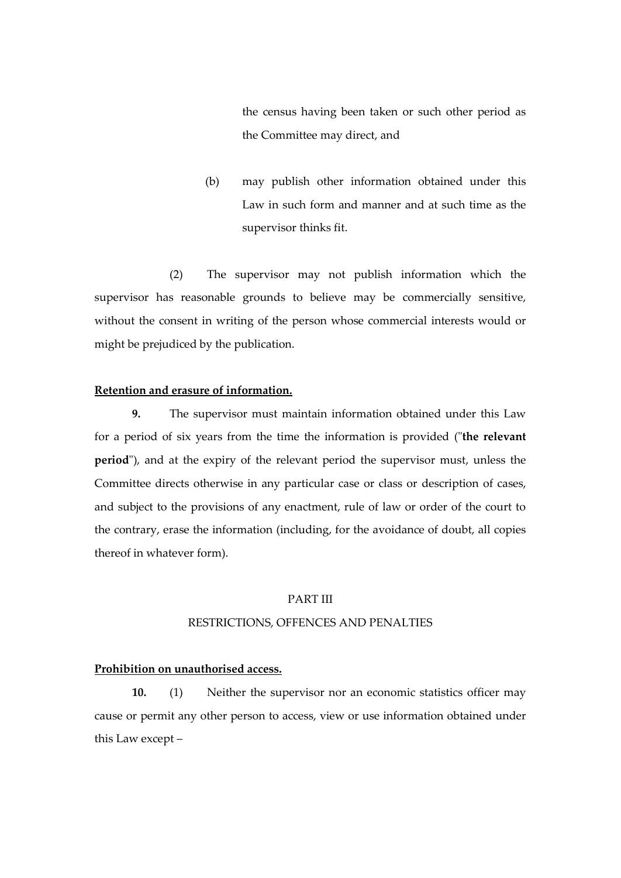the census having been taken or such other period as the Committee may direct, and

(b) may publish other information obtained under this Law in such form and manner and at such time as the supervisor thinks fit.

(2) The supervisor may not publish information which the supervisor has reasonable grounds to believe may be commercially sensitive, without the consent in writing of the person whose commercial interests would or might be prejudiced by the publication.

**Retention and erasure of information.**

**9.** The supervisor must maintain information obtained under this Law for a period of six years from the time the information is provided ("**the relevant period**"), and at the expiry of the relevant period the supervisor must, unless the Committee directs otherwise in any particular case or class or description of cases, and subject to the provisions of any enactment, rule of law or order of the court to the contrary, erase the information (including, for the avoidance of doubt, all copies thereof in whatever form).

PART III

RESTRICTIONS, OFFENCES AND PENALTIES

**Prohibition on unauthorised access.**

**10.** (1) Neither the supervisor nor an economic statistics officer may cause or permit any other person to access, view or use information obtained under this Law except –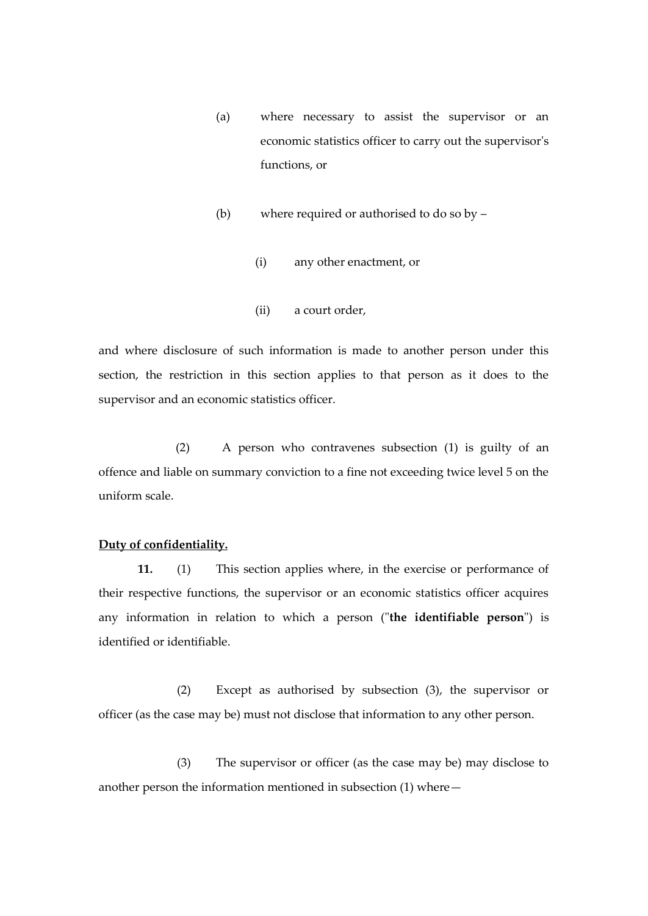(a) where necessary to assist the supervisor or an economic statistics officer to carry out the supervisor's functions, or

(b) where required or authorised to do so by –

(i) any other enactment, or

(ii) a court order,

and where disclosure of such information is made to another person under this section, the restriction in this section applies to that person as it does to the supervisor and an economic statistics officer.

(2) A person who contravenes subsection (1) is guilty of an offence and liable on summary conviction to a fine not exceeding twice level 5 on the uniform scale.

**Duty of confidentiality.**

**11.** (1) This section applies where, in the exercise or performance of their respective functions, the supervisor or an economic statistics officer acquires any information in relation to which a person ("**the identifiable person**") is identified or identifiable.

(2) Except as authorised by subsection (3), the supervisor or officer (as the case may be) must not disclose that information to any other person.

(3) The supervisor or officer (as the case may be) may disclose to another person the information mentioned in subsection (1) where—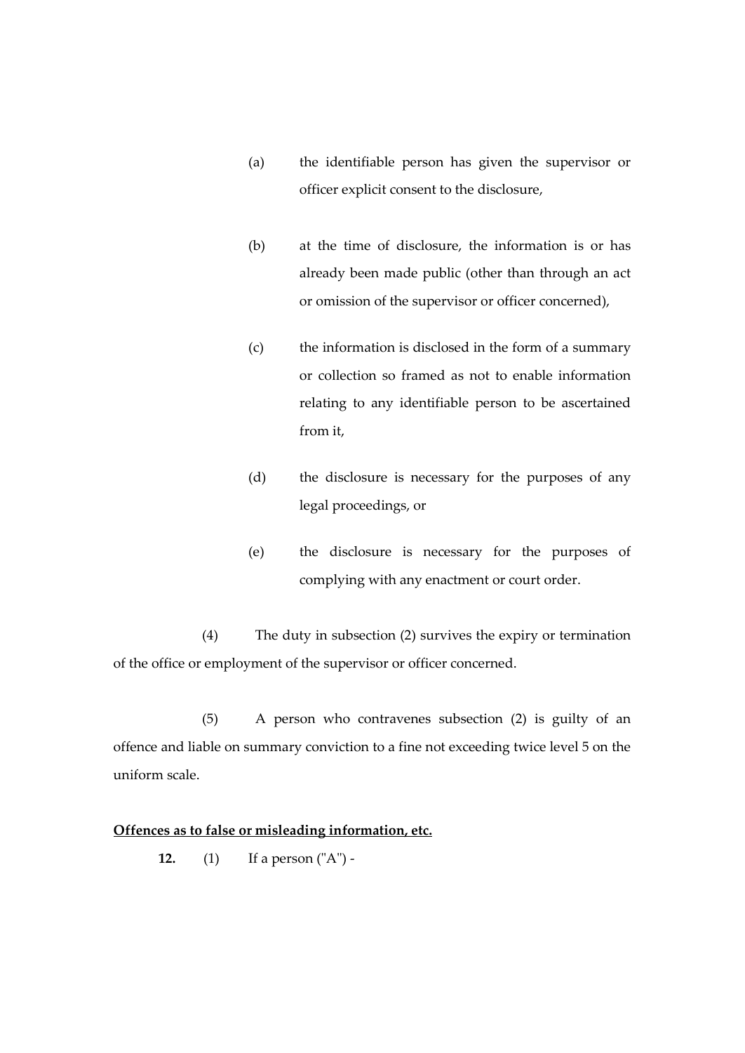(a) the identifiable person has given the supervisor or officer explicit consent to the disclosure,

(b) at the time of disclosure, the information is or has already been made public (other than through an act or omission of the supervisor or officer concerned),

(c) the information is disclosed in the form of a summary or collection so framed as not to enable information relating to any identifiable person to be ascertained from it,

(d) the disclosure is necessary for the purposes of any legal proceedings, or

(e) the disclosure is necessary for the purposes of complying with any enactment or court order.

(4) The duty in subsection (2) survives the expiry or termination of the office or employment of the supervisor or officer concerned.

(5) A person who contravenes subsection (2) is guilty of an offence and liable on summary conviction to a fine not exceeding twice level 5 on the uniform scale.

**Offences as to false or misleading information, etc.**

**12.** (1) If a person ("A") -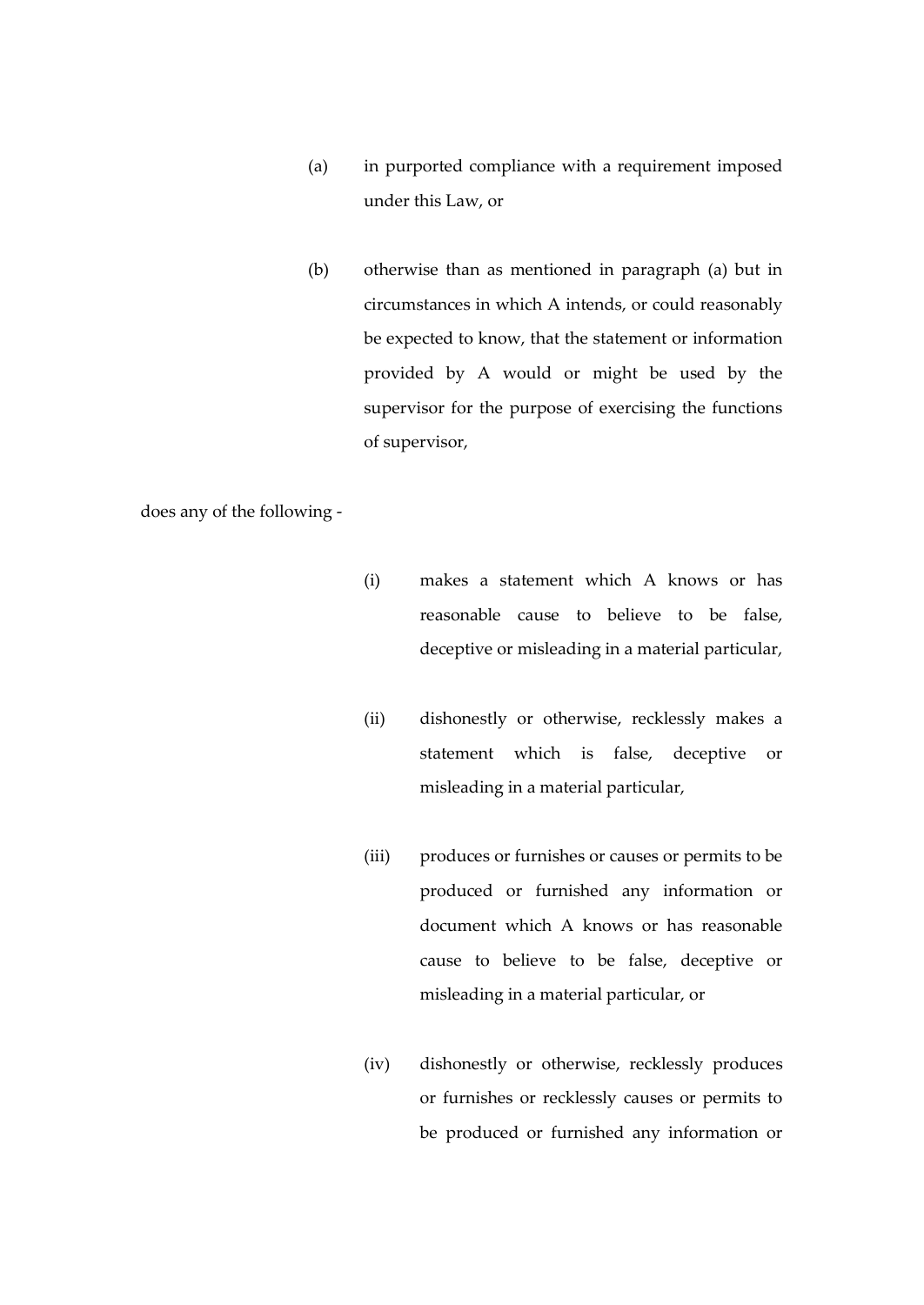(a) in purported compliance with a requirement imposed under this Law, or

(b) otherwise than as mentioned in paragraph (a) but in circumstances in which A intends, or could reasonably be expected to know, that the statement or information provided by A would or might be used by the supervisor for the purpose of exercising the functions of supervisor,

does any of the following -

(i) makes a statement which A knows or has reasonable cause to believe to be false, deceptive or misleading in a material particular,

(ii) dishonestly or otherwise, recklessly makes a statement which is false, deceptive or misleading in a material particular,

(iii) produces or furnishes or causes or permits to be produced or furnished any information or document which A knows or has reasonable cause to believe to be false, deceptive or misleading in a material particular, or

(iv) dishonestly or otherwise, recklessly produces or furnishes or recklessly causes or permits to be produced or furnished any information or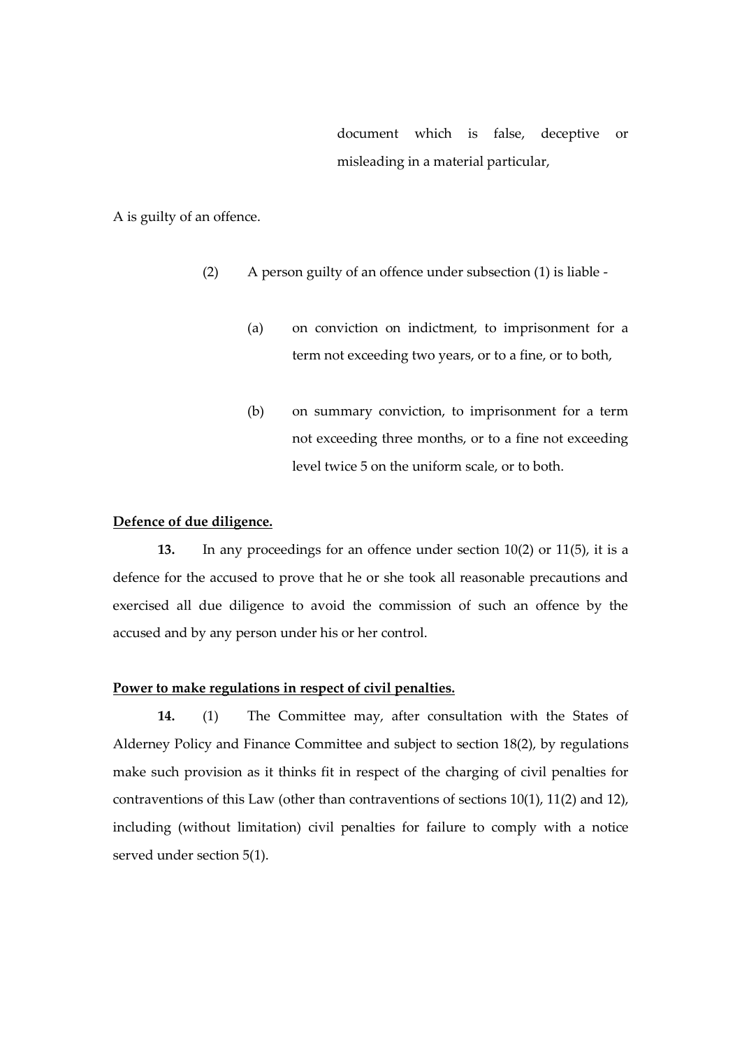document which is false, deceptive or misleading in a material particular,

A is guilty of an offence.

(2) A person guilty of an offence under subsection (1) is liable -

(a) on conviction on indictment, to imprisonment for a term not exceeding two years, or to a fine, or to both,

(b) on summary conviction, to imprisonment for a term not exceeding three months, or to a fine not exceeding level twice 5 on the uniform scale, or to both.

**Defence of due diligence.**

**13.** In any proceedings for an offence under section 10(2) or 11(5), it is a defence for the accused to prove that he or she took all reasonable precautions and exercised all due diligence to avoid the commission of such an offence by the accused and by any person under his or her control.

**Power to make regulations in respect of civil penalties.**

**14.** (1) The Committee may, after consultation with the States of Alderney Policy and Finance Committee and subject to section 18(2), by regulations make such provision as it thinks fit in respect of the charging of civil penalties for contraventions of this Law (other than contraventions of sections 10(1), 11(2) and 12), including (without limitation) civil penalties for failure to comply with a notice served under section 5(1).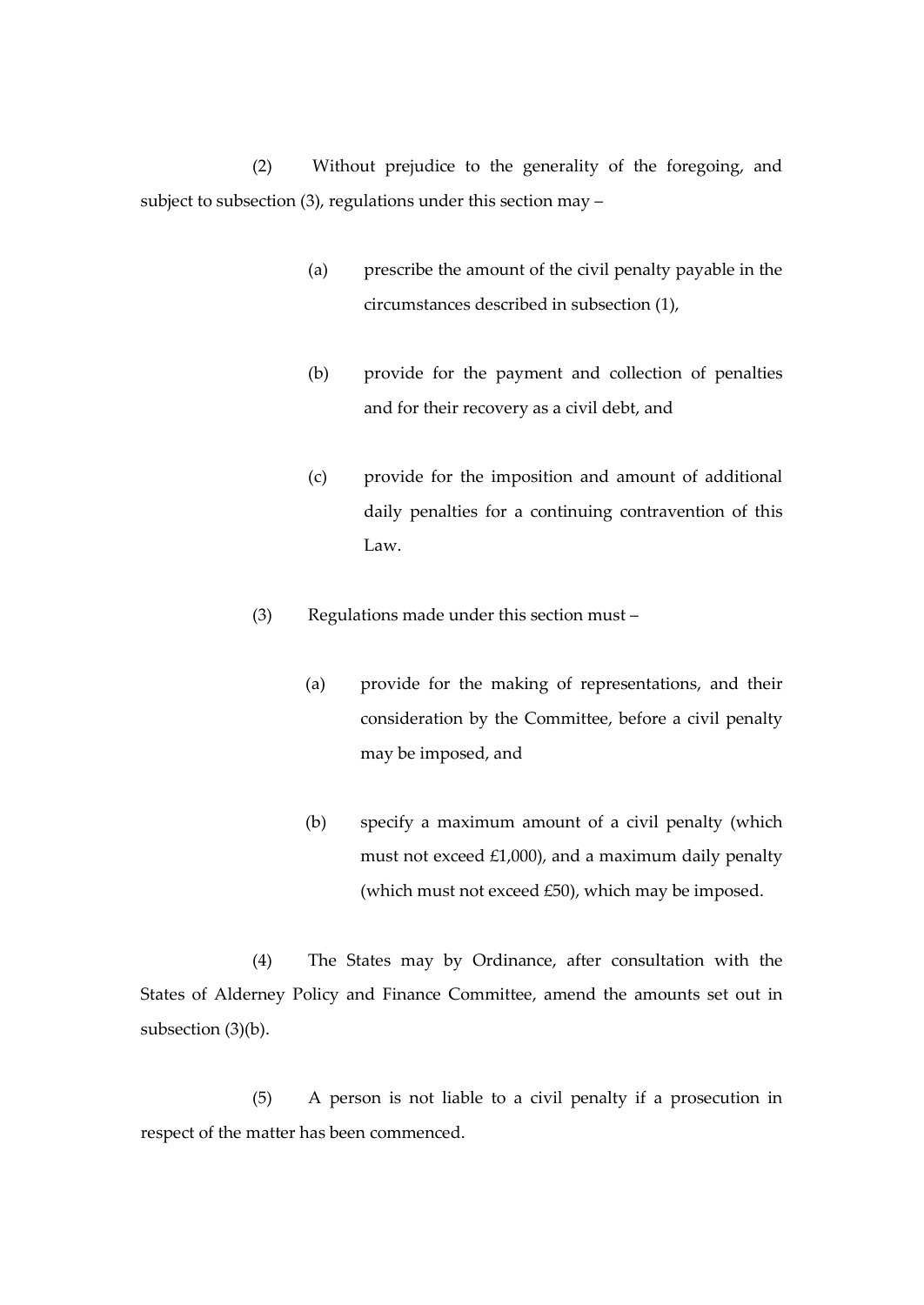(2) Without prejudice to the generality of the foregoing, and subject to subsection (3), regulations under this section may –

(a) prescribe the amount of the civil penalty payable in the circumstances described in subsection (1),

(b) provide for the payment and collection of penalties and for their recovery as a civil debt, and

(c) provide for the imposition and amount of additional daily penalties for a continuing contravention of this Law.

(3) Regulations made under this section must –

(a) provide for the making of representations, and their consideration by the Committee, before a civil penalty may be imposed, and

(b) specify a maximum amount of a civil penalty (which must not exceed £1,000), and a maximum daily penalty (which must not exceed £50), which may be imposed.

(4) The States may by Ordinance, after consultation with the States of Alderney Policy and Finance Committee, amend the amounts set out in subsection (3)(b).

(5) A person is not liable to a civil penalty if a prosecution in respect of the matter has been commenced.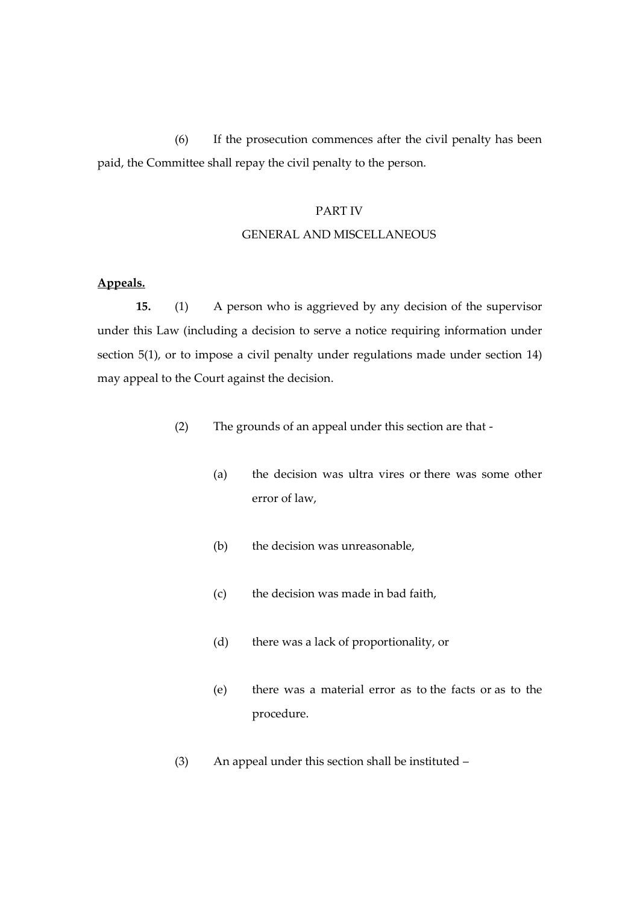(6) If the prosecution commences after the civil penalty has been paid, the Committee shall repay the civil penalty to the person.

## PART IV
## GENERAL AND MISCELLANEOUS

**Appeals.**

**15.** (1) A person who is aggrieved by any decision of the supervisor under this Law (including a decision to serve a notice requiring information under section 5(1), or to impose a civil penalty under regulations made under section 14) may appeal to the Court against the decision.

(2) The grounds of an appeal under this section are that -

(a) the decision was ultra vires or there was some other error of law,

(b) the decision was unreasonable,

(c) the decision was made in bad faith,

(d) there was a lack of proportionality, or

(e) there was a material error as to the facts or as to the procedure.

(3) An appeal under this section shall be instituted –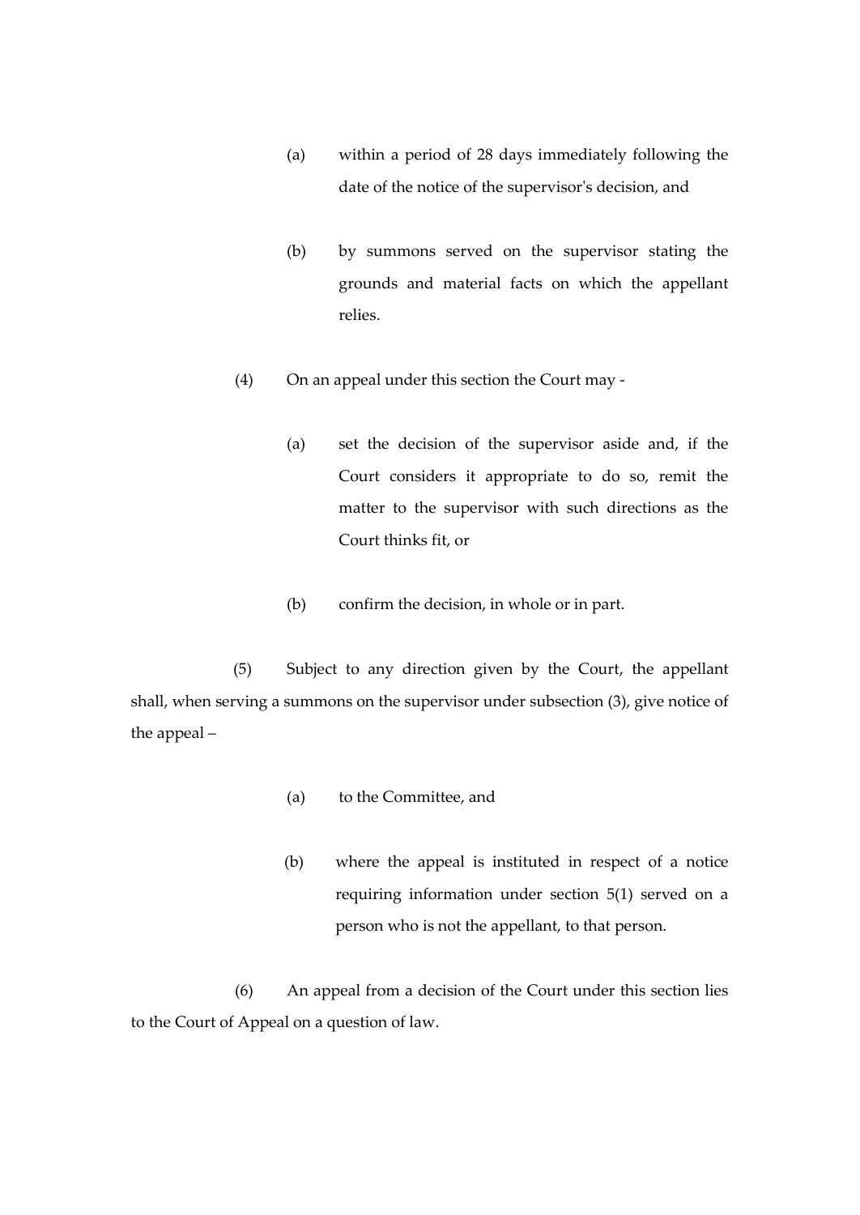(a) within a period of 28 days immediately following the date of the notice of the supervisor's decision, and

(b) by summons served on the supervisor stating the grounds and material facts on which the appellant relies.

(4) On an appeal under this section the Court may -

(a) set the decision of the supervisor aside and, if the Court considers it appropriate to do so, remit the matter to the supervisor with such directions as the Court thinks fit, or

(b) confirm the decision, in whole or in part.

(5) Subject to any direction given by the Court, the appellant shall, when serving a summons on the supervisor under subsection (3), give notice of the appeal –

(a) to the Committee, and

(b) where the appeal is instituted in respect of a notice requiring information under section 5(1) served on a person who is not the appellant, to that person.

(6) An appeal from a decision of the Court under this section lies to the Court of Appeal on a question of law.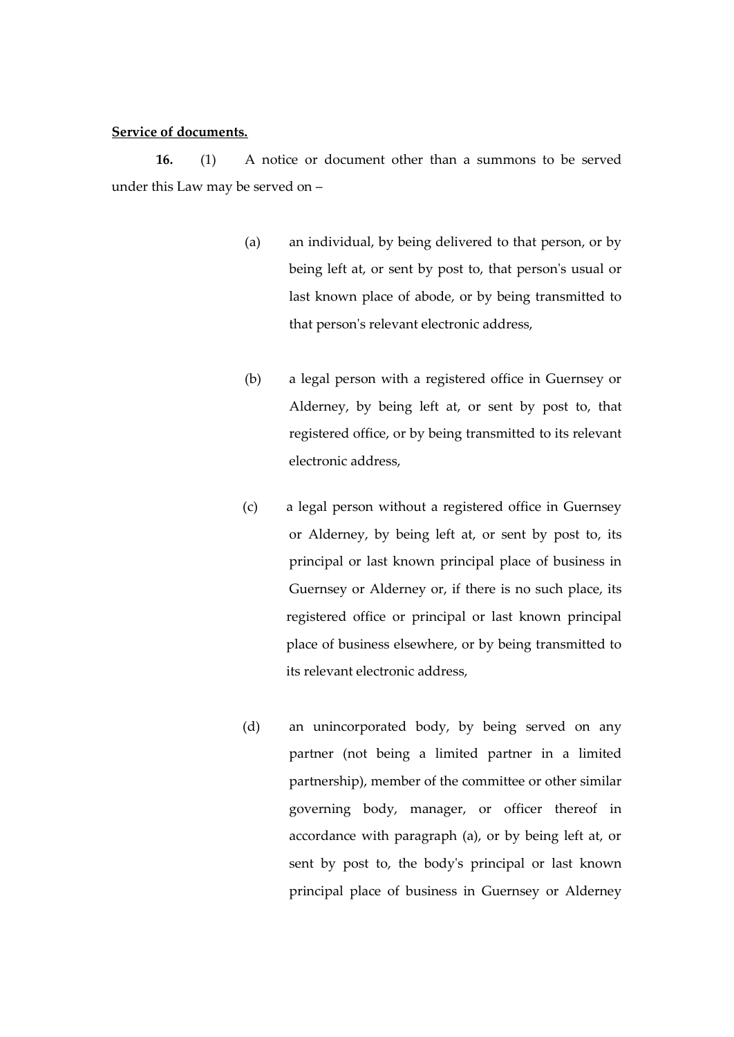**Service of documents.**

**16.** (1) A notice or document other than a summons to be served under this Law may be served on –

(a) an individual, by being delivered to that person, or by being left at, or sent by post to, that person's usual or last known place of abode, or by being transmitted to that person's relevant electronic address,

(b) a legal person with a registered office in Guernsey or Alderney, by being left at, or sent by post to, that registered office, or by being transmitted to its relevant electronic address,

(c) a legal person without a registered office in Guernsey or Alderney, by being left at, or sent by post to, its principal or last known principal place of business in Guernsey or Alderney or, if there is no such place, its registered office or principal or last known principal place of business elsewhere, or by being transmitted to its relevant electronic address,

(d) an unincorporated body, by being served on any partner (not being a limited partner in a limited partnership), member of the committee or other similar governing body, manager, or officer thereof in accordance with paragraph (a), or by being left at, or sent by post to, the body's principal or last known principal place of business in Guernsey or Alderney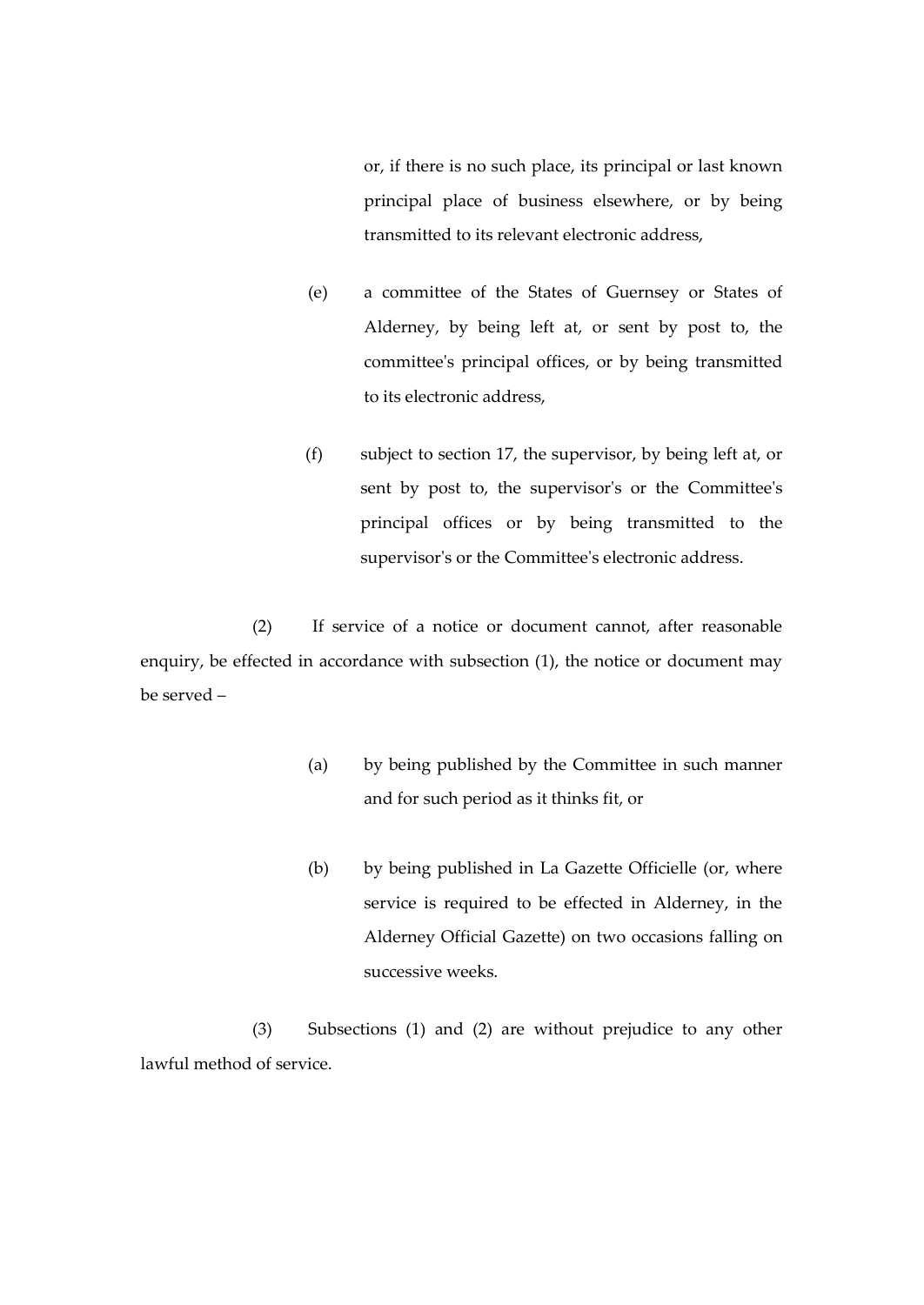or, if there is no such place, its principal or last known principal place of business elsewhere, or by being transmitted to its relevant electronic address,

(e) a committee of the States of Guernsey or States of Alderney, by being left at, or sent by post to, the committee's principal offices, or by being transmitted to its electronic address,

(f) subject to section 17, the supervisor, by being left at, or sent by post to, the supervisor's or the Committee's principal offices or by being transmitted to the supervisor's or the Committee's electronic address.

(2) If service of a notice or document cannot, after reasonable enquiry, be effected in accordance with subsection (1), the notice or document may be served –

(a) by being published by the Committee in such manner and for such period as it thinks fit, or

(b) by being published in La Gazette Officielle (or, where service is required to be effected in Alderney, in the Alderney Official Gazette) on two occasions falling on successive weeks.

(3) Subsections (1) and (2) are without prejudice to any other lawful method of service.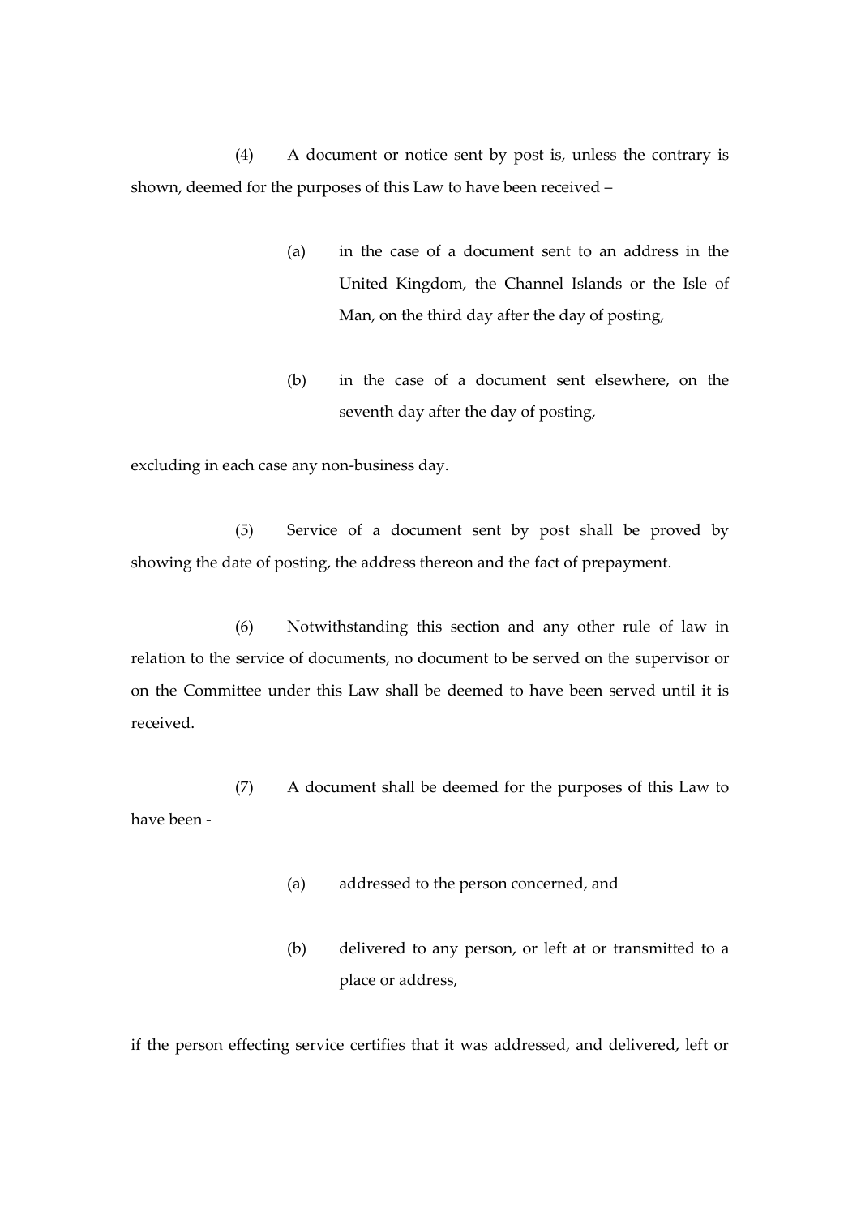(4) A document or notice sent by post is, unless the contrary is shown, deemed for the purposes of this Law to have been received –

(a) in the case of a document sent to an address in the United Kingdom, the Channel Islands or the Isle of Man, on the third day after the day of posting,

(b) in the case of a document sent elsewhere, on the seventh day after the day of posting,

excluding in each case any non-business day.

(5) Service of a document sent by post shall be proved by showing the date of posting, the address thereon and the fact of prepayment.

(6) Notwithstanding this section and any other rule of law in relation to the service of documents, no document to be served on the supervisor or on the Committee under this Law shall be deemed to have been served until it is received.

(7) A document shall be deemed for the purposes of this Law to have been -

(a) addressed to the person concerned, and

(b) delivered to any person, or left at or transmitted to a place or address,

if the person effecting service certifies that it was addressed, and delivered, left or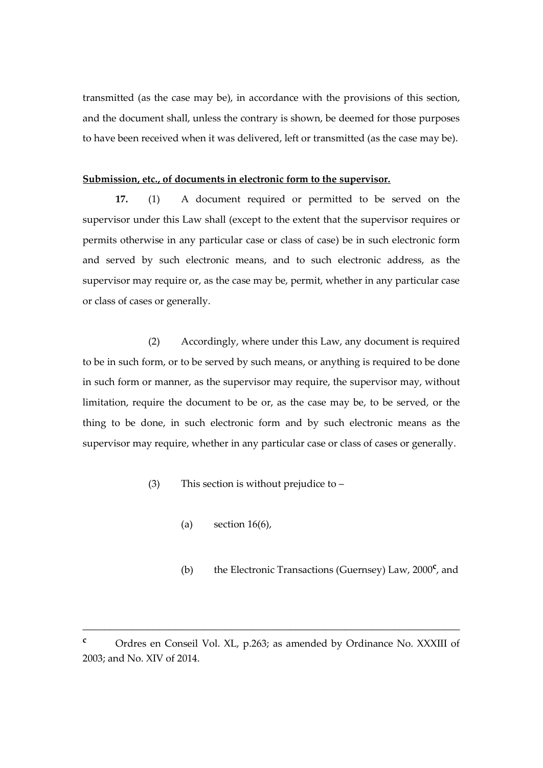transmitted (as the case may be), in accordance with the provisions of this section, and the document shall, unless the contrary is shown, be deemed for those purposes to have been received when it was delivered, left or transmitted (as the case may be).

**Submission, etc., of documents in electronic form to the supervisor.**

**17.** (1) A document required or permitted to be served on the supervisor under this Law shall (except to the extent that the supervisor requires or permits otherwise in any particular case or class of case) be in such electronic form and served by such electronic means, and to such electronic address, as the supervisor may require or, as the case may be, permit, whether in any particular case or class of cases or generally.

(2) Accordingly, where under this Law, any document is required to be in such form, or to be served by such means, or anything is required to be done in such form or manner, as the supervisor may require, the supervisor may, without limitation, require the document to be or, as the case may be, to be served, or the thing to be done, in such electronic form and by such electronic means as the supervisor may require, whether in any particular case or class of cases or generally.

(3) This section is without prejudice to –

(a) section 16(6),

(b) the Electronic Transactions (Guernsey) Law, 2000[c], and

---

[c] Ordres en Conseil Vol. XL, p.263; as amended by Ordinance No. XXXIII of 2003; and No. XIV of 2014.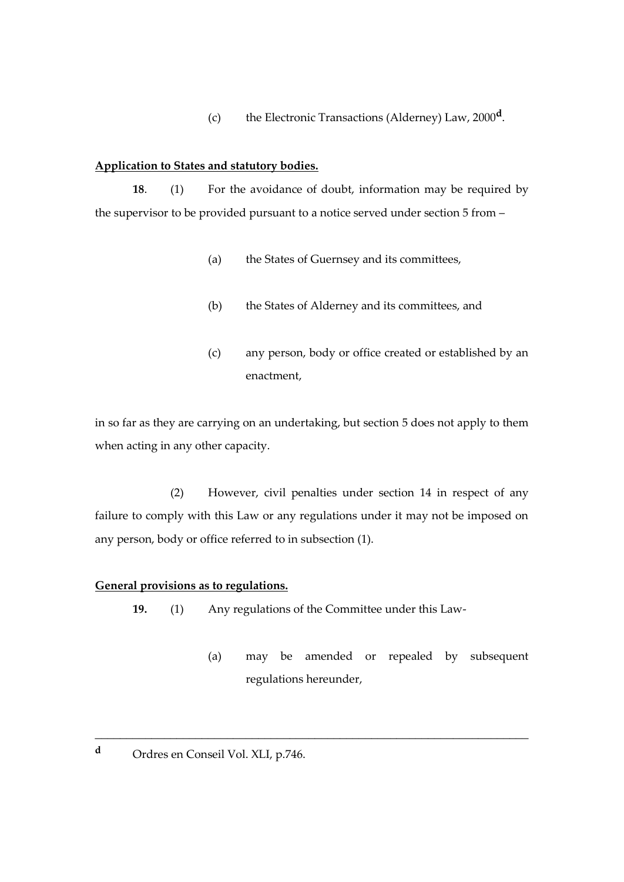(c) the Electronic Transactions (Alderney) Law, 2000[d].

**Application to States and statutory bodies.**

**18**. (1) For the avoidance of doubt, information may be required by the supervisor to be provided pursuant to a notice served under section 5 from –

(a) the States of Guernsey and its committees,

(b) the States of Alderney and its committees, and

(c) any person, body or office created or established by an enactment,

in so far as they are carrying on an undertaking, but section 5 does not apply to them when acting in any other capacity.

(2) However, civil penalties under section 14 in respect of any failure to comply with this Law or any regulations under it may not be imposed on any person, body or office referred to in subsection (1).

**General provisions as to regulations.**

**19.** (1) Any regulations of the Committee under this Law-

(a) may be amended or repealed by subsequent regulations hereunder,

---

[d] Ordres en Conseil Vol. XLI, p.746.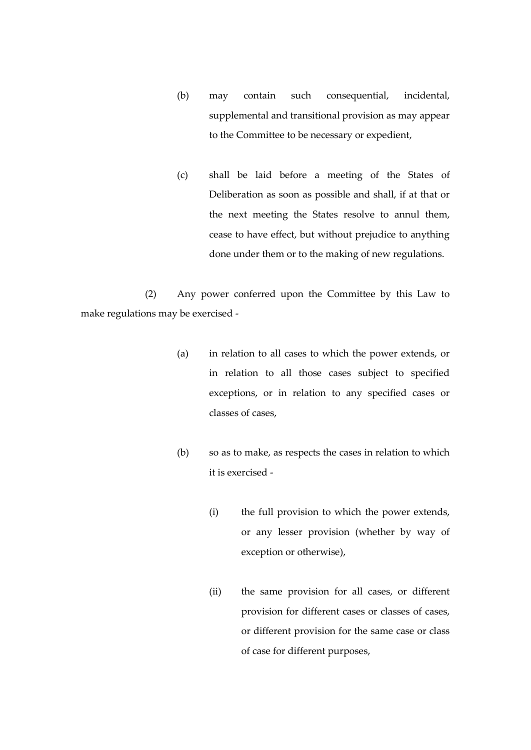(b) may contain such consequential, incidental, supplemental and transitional provision as may appear to the Committee to be necessary or expedient,

(c) shall be laid before a meeting of the States of Deliberation as soon as possible and shall, if at that or the next meeting the States resolve to annul them, cease to have effect, but without prejudice to anything done under them or to the making of new regulations.

(2) Any power conferred upon the Committee by this Law to make regulations may be exercised -

(a) in relation to all cases to which the power extends, or in relation to all those cases subject to specified exceptions, or in relation to any specified cases or classes of cases,

(b) so as to make, as respects the cases in relation to which it is exercised -

(i) the full provision to which the power extends, or any lesser provision (whether by way of exception or otherwise),

(ii) the same provision for all cases, or different provision for different cases or classes of cases, or different provision for the same case or class of case for different purposes,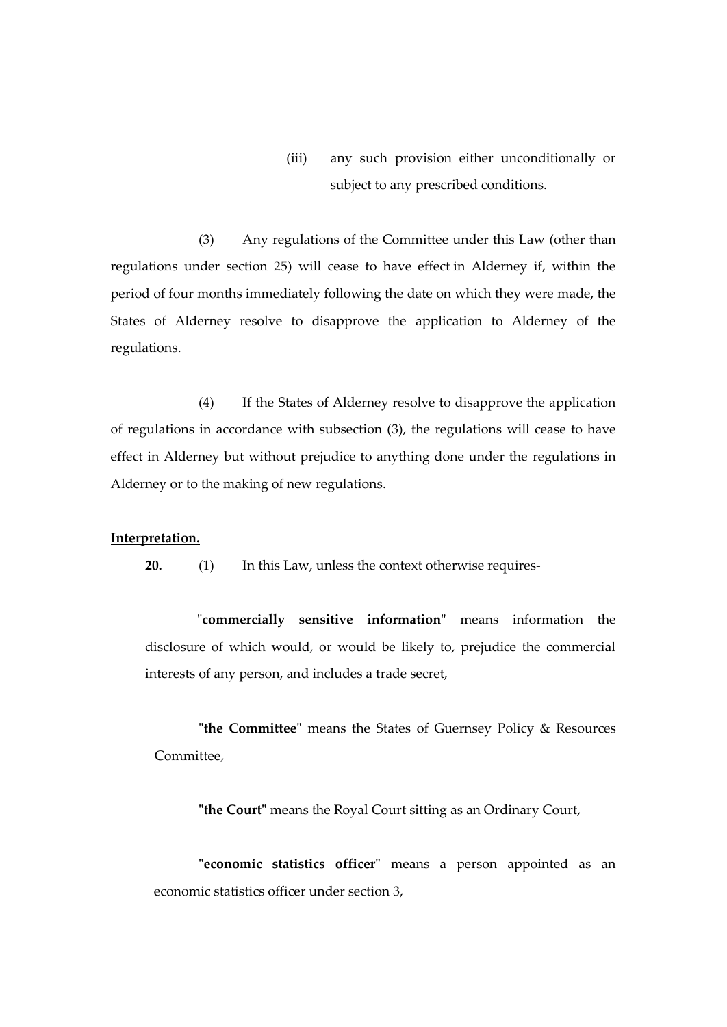(iii) any such provision either unconditionally or subject to any prescribed conditions.

(3) Any regulations of the Committee under this Law (other than regulations under section 25) will cease to have effect in Alderney if, within the period of four months immediately following the date on which they were made, the States of Alderney resolve to disapprove the application to Alderney of the regulations.

(4) If the States of Alderney resolve to disapprove the application of regulations in accordance with subsection (3), the regulations will cease to have effect in Alderney but without prejudice to anything done under the regulations in Alderney or to the making of new regulations.

**Interpretation.**

**20.** (1) In this Law, unless the context otherwise requires-

"**commercially sensitive information**" means information the disclosure of which would, or would be likely to, prejudice the commercial interests of any person, and includes a trade secret,

"**the Committee**" means the States of Guernsey Policy & Resources Committee,

"**the Court**" means the Royal Court sitting as an Ordinary Court,

"**economic statistics officer**" means a person appointed as an economic statistics officer under section 3,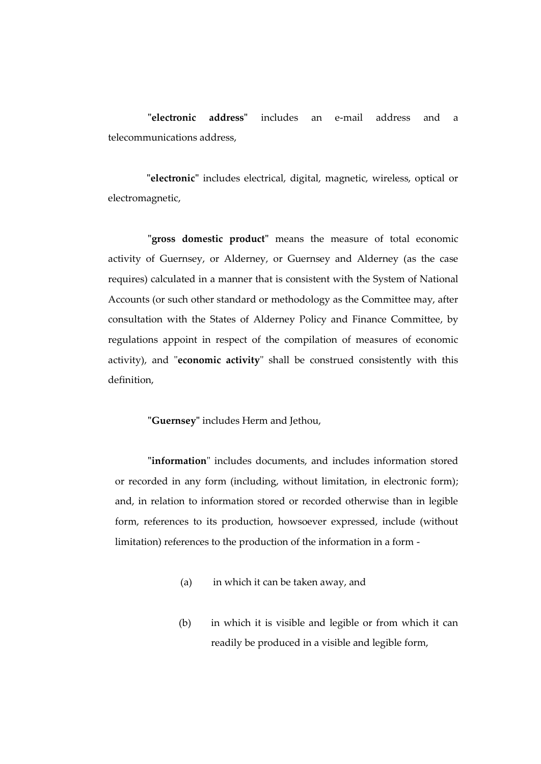"**electronic address**" includes an e-mail address and a telecommunications address,

"**electronic**" includes electrical, digital, magnetic, wireless, optical or electromagnetic,

"**gross domestic product**" means the measure of total economic activity of Guernsey, or Alderney, or Guernsey and Alderney (as the case requires) calculated in a manner that is consistent with the System of National Accounts (or such other standard or methodology as the Committee may, after consultation with the States of Alderney Policy and Finance Committee, by regulations appoint in respect of the compilation of measures of economic activity), and "**economic activity**" shall be construed consistently with this definition,

"**Guernsey**" includes Herm and Jethou,

"**information**" includes documents, and includes information stored or recorded in any form (including, without limitation, in electronic form); and, in relation to information stored or recorded otherwise than in legible form, references to its production, howsoever expressed, include (without limitation) references to the production of the information in a form -

(a) in which it can be taken away, and

(b) in which it is visible and legible or from which it can readily be produced in a visible and legible form,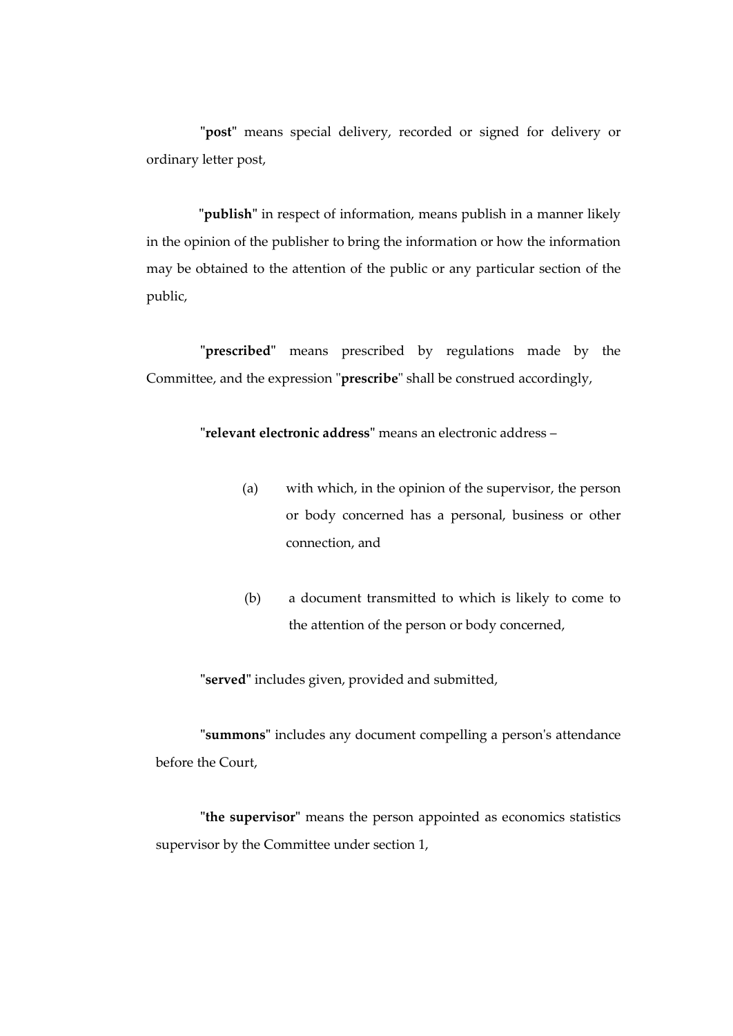"**post**" means special delivery, recorded or signed for delivery or ordinary letter post,

"**publish**" in respect of information, means publish in a manner likely in the opinion of the publisher to bring the information or how the information may be obtained to the attention of the public or any particular section of the public,

"**prescribed**" means prescribed by regulations made by the Committee, and the expression "**prescribe**" shall be construed accordingly,

"**relevant electronic address**" means an electronic address –

(a) with which, in the opinion of the supervisor, the person or body concerned has a personal, business or other connection, and

(b) a document transmitted to which is likely to come to the attention of the person or body concerned,

"**served**" includes given, provided and submitted,

"**summons**" includes any document compelling a person's attendance before the Court,

"**the supervisor**" means the person appointed as economics statistics supervisor by the Committee under section 1,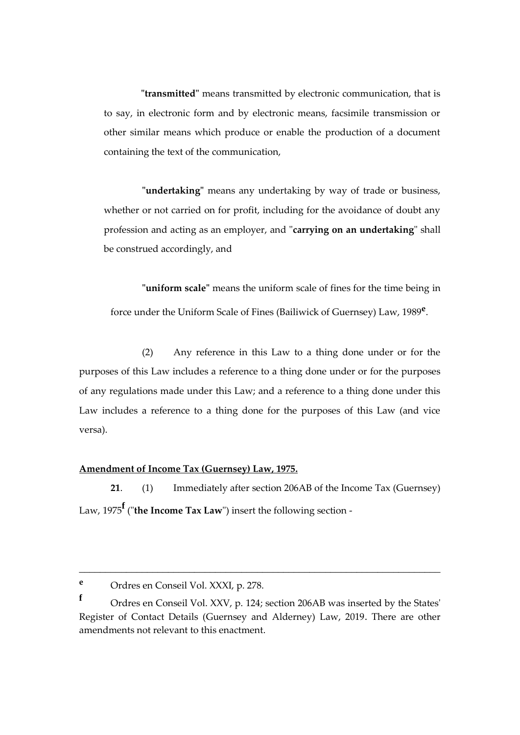"**transmitted**" means transmitted by electronic communication, that is to say, in electronic form and by electronic means, facsimile transmission or other similar means which produce or enable the production of a document containing the text of the communication,

"**undertaking**" means any undertaking by way of trade or business, whether or not carried on for profit, including for the avoidance of doubt any profession and acting as an employer, and "**carrying on an undertaking**" shall be construed accordingly, and

"**uniform scale**" means the uniform scale of fines for the time being in force under the Uniform Scale of Fines (Bailiwick of Guernsey) Law, 1989[e].

(2) Any reference in this Law to a thing done under or for the purposes of this Law includes a reference to a thing done under or for the purposes of any regulations made under this Law; and a reference to a thing done under this Law includes a reference to a thing done for the purposes of this Law (and vice versa).

**Amendment of Income Tax (Guernsey) Law, 1975.**

**21**. (1) Immediately after section 206AB of the Income Tax (Guernsey) Law, 1975[f] ("**the Income Tax Law**") insert the following section -

---

[e] Ordres en Conseil Vol. XXXI, p. 278.

[f] Ordres en Conseil Vol. XXV, p. 124; section 206AB was inserted by the States' Register of Contact Details (Guernsey and Alderney) Law, 2019. There are other amendments not relevant to this enactment.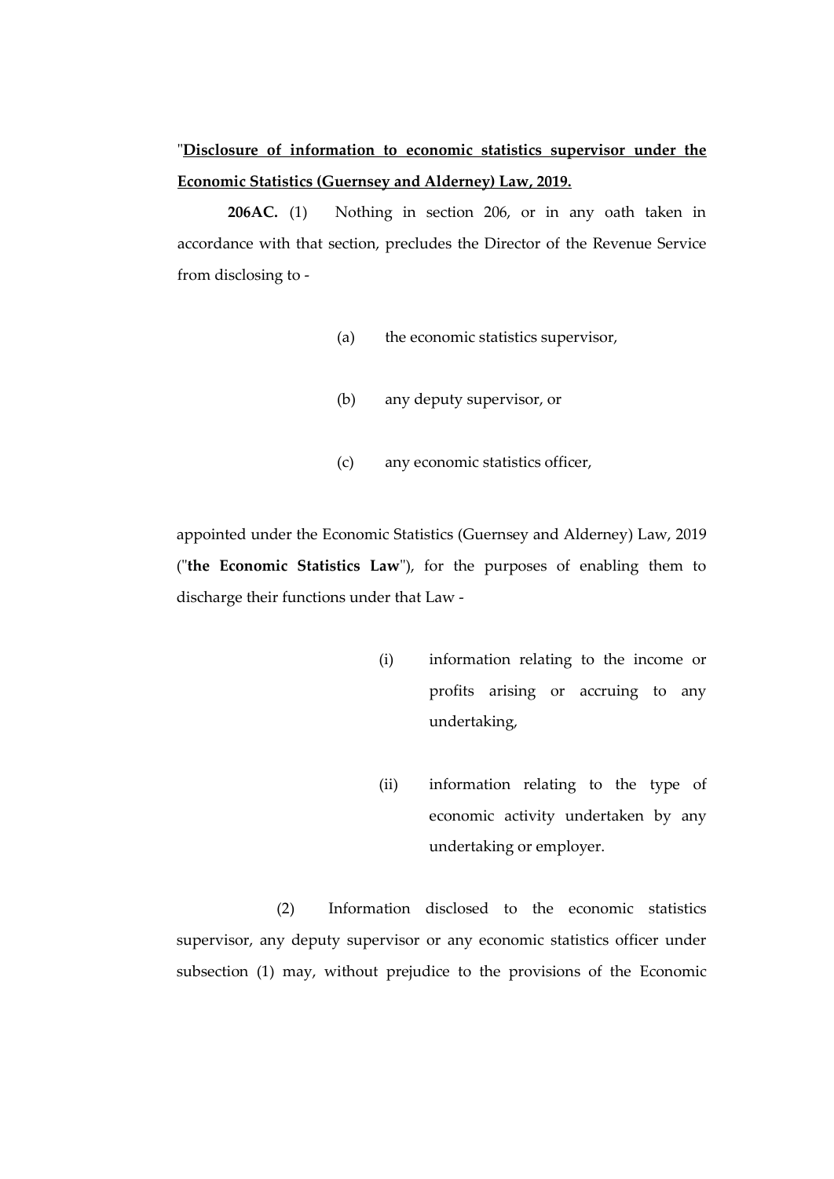"**<u>Disclosure of information to economic statistics supervisor under the Economic Statistics (Guernsey and Alderney) Law, 2019.</u>**

**206AC.** (1) Nothing in section 206, or in any oath taken in accordance with that section, precludes the Director of the Revenue Service from disclosing to -

(a) the economic statistics supervisor,

(b) any deputy supervisor, or

(c) any economic statistics officer,

appointed under the Economic Statistics (Guernsey and Alderney) Law, 2019 ("**the Economic Statistics Law**"), for the purposes of enabling them to discharge their functions under that Law -

(i) information relating to the income or profits arising or accruing to any undertaking,

(ii) information relating to the type of economic activity undertaken by any undertaking or employer.

(2) Information disclosed to the economic statistics supervisor, any deputy supervisor or any economic statistics officer under subsection (1) may, without prejudice to the provisions of the Economic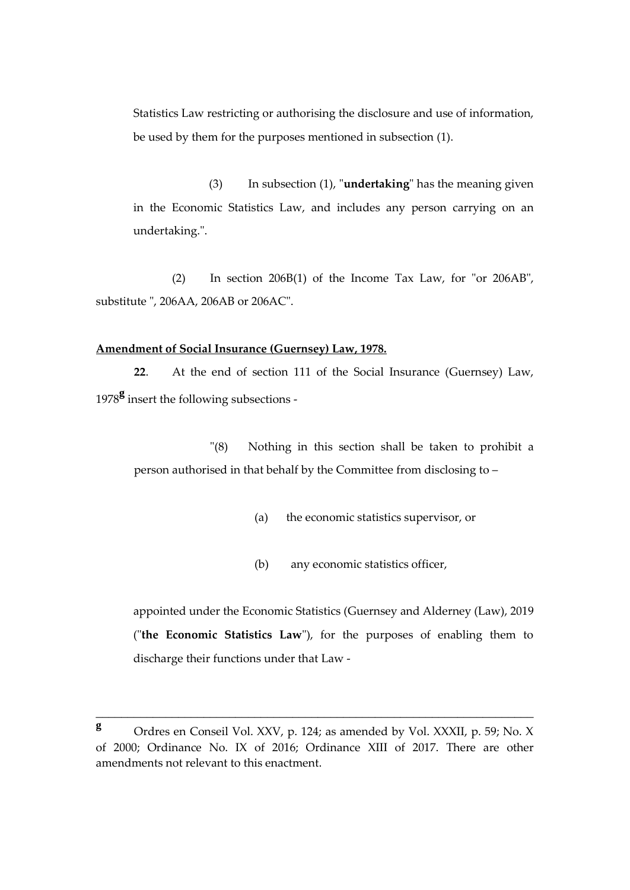Statistics Law restricting or authorising the disclosure and use of information, be used by them for the purposes mentioned in subsection (1).

(3) In subsection (1), "**undertaking**" has the meaning given in the Economic Statistics Law, and includes any person carrying on an undertaking.".

(2) In section 206B(1) of the Income Tax Law, for "or 206AB", substitute ", 206AA, 206AB or 206AC".

**Amendment of Social Insurance (Guernsey) Law, 1978.**

**22**. At the end of section 111 of the Social Insurance (Guernsey) Law, 1978[g] insert the following subsections -

"(8) Nothing in this section shall be taken to prohibit a person authorised in that behalf by the Committee from disclosing to –

(a) the economic statistics supervisor, or

(b) any economic statistics officer,

appointed under the Economic Statistics (Guernsey and Alderney (Law), 2019 ("**the Economic Statistics Law**"), for the purposes of enabling them to discharge their functions under that Law -

---

[g] Ordres en Conseil Vol. XXV, p. 124; as amended by Vol. XXXII, p. 59; No. X of 2000; Ordinance No. IX of 2016; Ordinance XIII of 2017. There are other amendments not relevant to this enactment.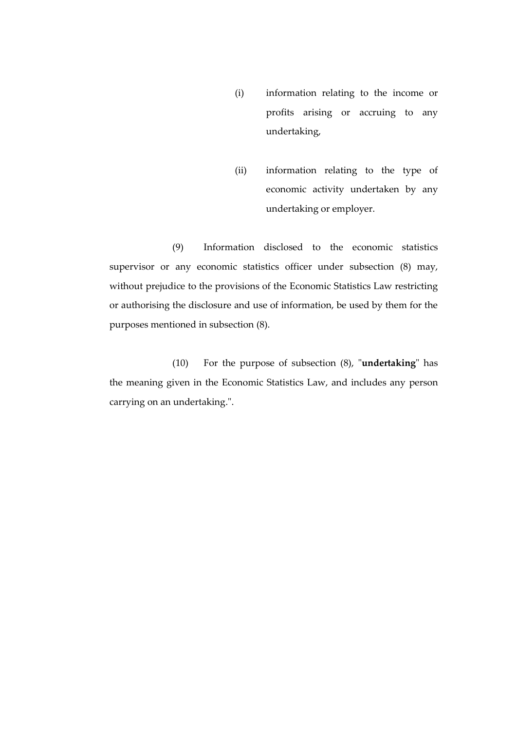(i) information relating to the income or profits arising or accruing to any undertaking,

(ii) information relating to the type of economic activity undertaken by any undertaking or employer.

(9) Information disclosed to the economic statistics supervisor or any economic statistics officer under subsection (8) may, without prejudice to the provisions of the Economic Statistics Law restricting or authorising the disclosure and use of information, be used by them for the purposes mentioned in subsection (8).

(10) For the purpose of subsection (8), "**undertaking**" has the meaning given in the Economic Statistics Law, and includes any person carrying on an undertaking.".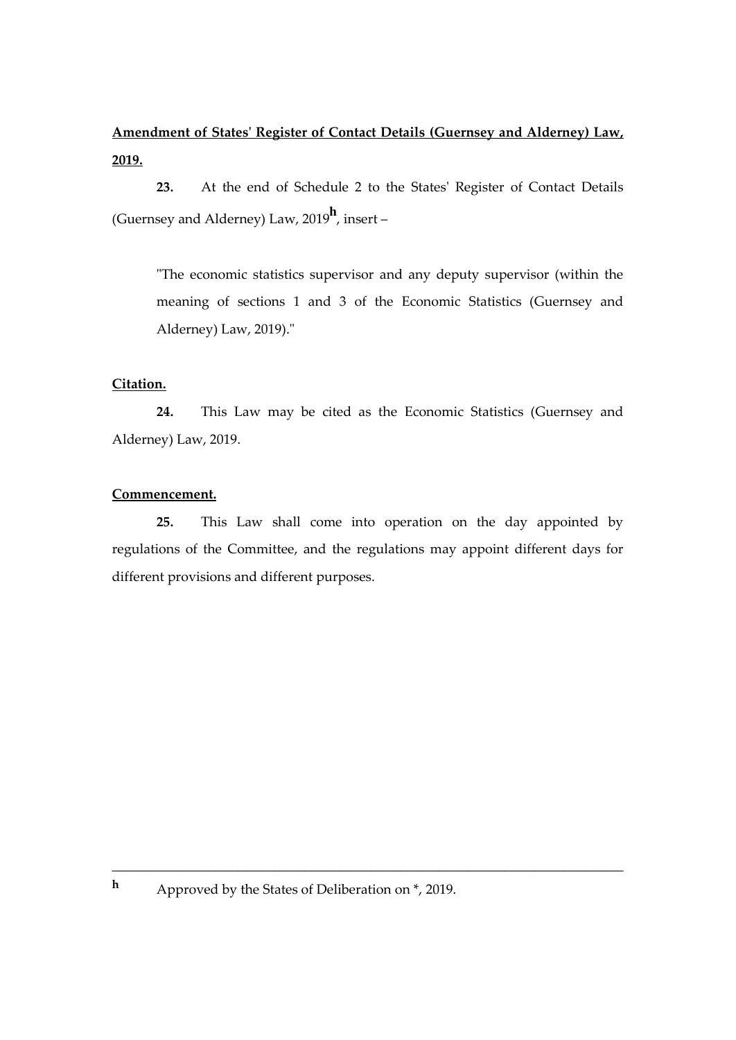**Amendment of States' Register of Contact Details (Guernsey and Alderney) Law, 2019.**

**23.** At the end of Schedule 2 to the States' Register of Contact Details (Guernsey and Alderney) Law, 2019[h], insert –

"The economic statistics supervisor and any deputy supervisor (within the meaning of sections 1 and 3 of the Economic Statistics (Guernsey and Alderney) Law, 2019)."

**Citation.**

**24.** This Law may be cited as the Economic Statistics (Guernsey and Alderney) Law, 2019.

**Commencement.**

**25.** This Law shall come into operation on the day appointed by regulations of the Committee, and the regulations may appoint different days for different provisions and different purposes.

---

[h] Approved by the States of Deliberation on *, 2019.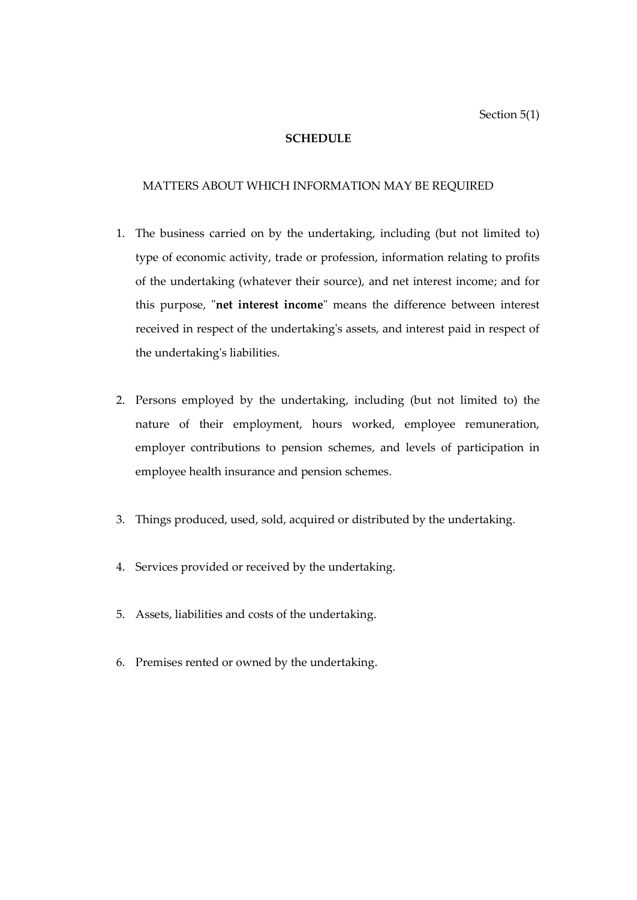Section 5(1)

## SCHEDULE

MATTERS ABOUT WHICH INFORMATION MAY BE REQUIRED

1. The business carried on by the undertaking, including (but not limited to) type of economic activity, trade or profession, information relating to profits of the undertaking (whatever their source), and net interest income; and for this purpose, "**net interest income**" means the difference between interest received in respect of the undertaking's assets, and interest paid in respect of the undertaking's liabilities.

2. Persons employed by the undertaking, including (but not limited to) the nature of their employment, hours worked, employee remuneration, employer contributions to pension schemes, and levels of participation in employee health insurance and pension schemes.

3. Things produced, used, sold, acquired or distributed by the undertaking.

4. Services provided or received by the undertaking.

5. Assets, liabilities and costs of the undertaking.

6. Premises rented or owned by the undertaking.